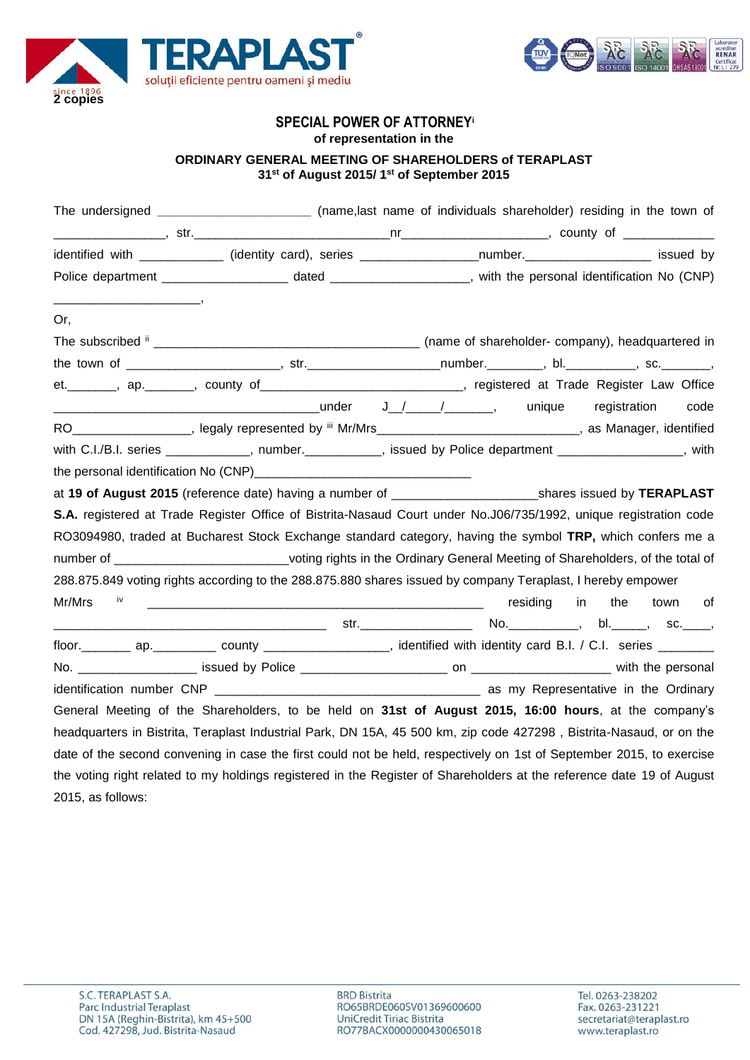2 copies

**SPECIAL POWER OF ATTORNEY**[i]

**of representation in the**

**ORDINARY GENERAL MEETING OF SHAREHOLDERS of TERAPLAST**
**31st of August 2015/ 1st of September 2015**

The undersigned ______________________ (name,last name of individuals shareholder) residing in the town of ________________, str.____________________________nr_____________________, county of _____________ identified with ____________ (identity card), series _________________number.__________________ issued by Police department __________________ dated ____________________, with the personal identification No (CNP) _____________________,

Or,

The subscribed [ii] _______________________________________ (name of shareholder- company), headquartered in the town of ______________________, str.___________________number.________, bl.__________, sc._______, et._______, ap._______, county of_____________________________, registered at Trade Register Law Office ________________________________________under J__/_____/_______, unique registration code RO_________________, legaly represented by [iii] Mr/Mrs_____________________________, as Manager, identified with C.I./B.I. series ____________, number.___________, issued by Police department __________________, with the personal identification No (CNP)________________________________

at **19 of August 2015** (reference date) having a number of _____________________shares issued by **TERAPLAST S.A.** registered at Trade Register Office of Bistrita-Nasaud Court under No.J06/735/1992, unique registration code RO3094980, traded at Bucharest Stock Exchange standard category, having the symbol **TRP,** which confers me a number of _________________________voting rights in the Ordinary General Meeting of Shareholders, of the total of 288.875.849 voting rights according to the 288.875.880 shares issued by company Teraplast, I hereby empower Mr/Mrs [iv] _________________________________________________ residing in the town of ________________________________________ str._________________ No.__________, bl._____, sc.____, floor._______ ap._________ county __________________, identified with identity card B.I. / C.I. series ________ No. _________________ issued by Police _____________________ on ____________________ with the personal identification number CNP _______________________________________ as my Representative in the Ordinary General Meeting of the Shareholders, to be held on **31st of August 2015, 16:00 hours**, at the company's headquarters in Bistrita, Teraplast Industrial Park, DN 15A, 45 500 km, zip code 427298 , Bistrita-Nasaud, or on the date of the second convening in case the first could not be held, respectively on 1st of September 2015, to exercise the voting right related to my holdings registered in the Register of Shareholders at the reference date 19 of August 2015, as follows: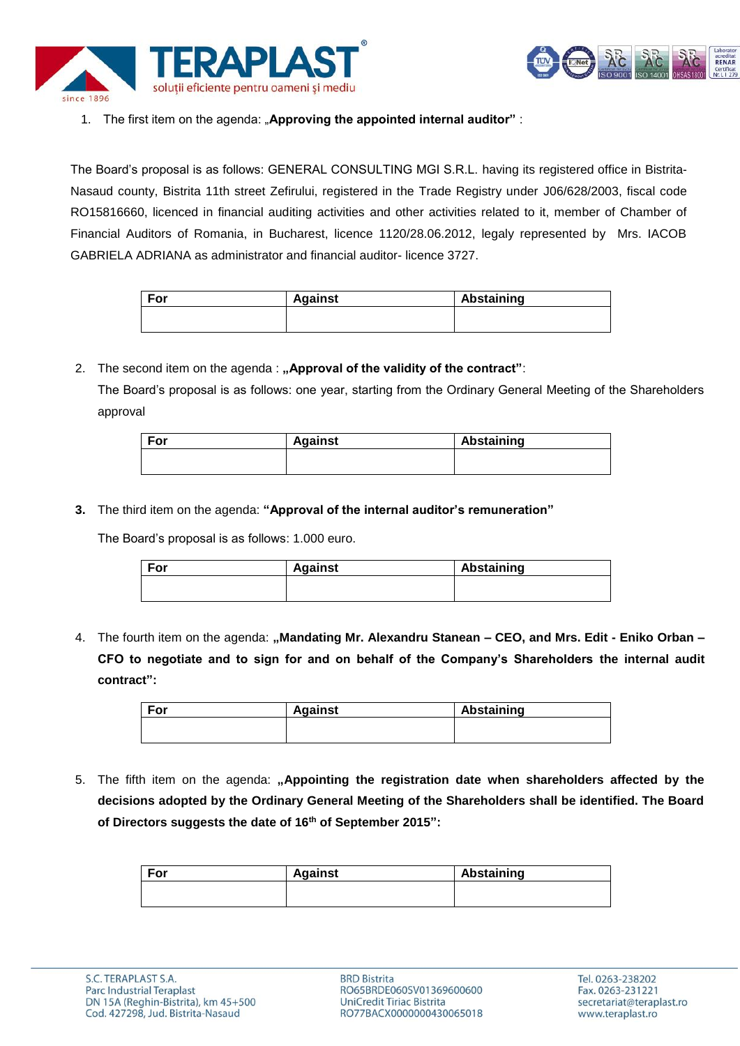1. The first item on the agenda: „**Approving the appointed internal auditor”** :

The Board's proposal is as follows: GENERAL CONSULTING MGI S.R.L. having its registered office in Bistrita-Nasaud county, Bistrita 11th street Zefirului, registered in the Trade Registry under J06/628/2003, fiscal code RO15816660, licenced in financial auditing activities and other activities related to it, member of Chamber of Financial Auditors of Romania, in Bucharest, licence 1120/28.06.2012, legaly represented by Mrs. IACOB GABRIELA ADRIANA as administrator and financial auditor- licence 3727.

| For | Against | Abstaining |
|---|---|---|
| | | |

2. The second item on the agenda : **„Approval of the validity of the contract”**:

   The Board's proposal is as follows: one year, starting from the Ordinary General Meeting of the Shareholders approval

| For | Against | Abstaining |
|---|---|---|
| | | |

3. The third item on the agenda: **“Approval of the internal auditor's remuneration”**

   The Board's proposal is as follows: 1.000 euro.

| For | Against | Abstaining |
|---|---|---|
| | | |

4. The fourth item on the agenda: **„Mandating Mr. Alexandru Stanean – CEO, and Mrs. Edit - Eniko Orban – CFO to negotiate and to sign for and on behalf of the Company's Shareholders the internal audit contract”:**

| For | Against | Abstaining |
|---|---|---|
| | | |

5. The fifth item on the agenda: **„Appointing the registration date when shareholders affected by the decisions adopted by the Ordinary General Meeting of the Shareholders shall be identified. The Board of Directors suggests the date of 16th of September 2015”:**

| For | Against | Abstaining |
|---|---|---|
| | | |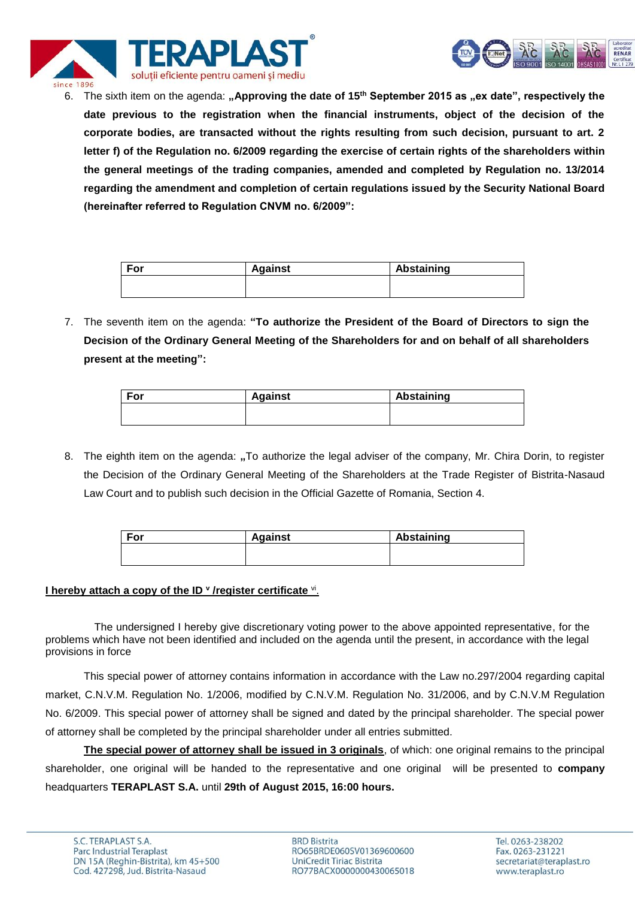6. The sixth item on the agenda: **„Approving the date of 15th September 2015 as „ex date", respectively the date previous to the registration when the financial instruments, object of the decision of the corporate bodies, are transacted without the rights resulting from such decision, pursuant to art. 2 letter f) of the Regulation no. 6/2009 regarding the exercise of certain rights of the shareholders within the general meetings of the trading companies, amended and completed by Regulation no. 13/2014 regarding the amendment and completion of certain regulations issued by the Security National Board (hereinafter referred to Regulation CNVM no. 6/2009":**

| For | Against | Abstaining |
| --- | --- | --- |
| | | |

7. The seventh item on the agenda: **"To authorize the President of the Board of Directors to sign the Decision of the Ordinary General Meeting of the Shareholders for and on behalf of all shareholders present at the meeting":**

| For | Against | Abstaining |
| --- | --- | --- |
| | | |

8. The eighth item on the agenda: „To authorize the legal adviser of the company, Mr. Chira Dorin, to register the Decision of the Ordinary General Meeting of the Shareholders at the Trade Register of Bistrita-Nasaud Law Court and to publish such decision in the Official Gazette of Romania, Section 4.

| For | Against | Abstaining |
| --- | --- | --- |
| | | |

**I hereby attach a copy of the ID [v] /register certificate [vi].**

The undersigned I hereby give discretionary voting power to the above appointed representative, for the problems which have not been identified and included on the agenda until the present, in accordance with the legal provisions in force

This special power of attorney contains information in accordance with the Law no.297/2004 regarding capital market, C.N.V.M. Regulation No. 1/2006, modified by C.N.V.M. Regulation No. 31/2006, and by C.N.V.M Regulation No. 6/2009. This special power of attorney shall be signed and dated by the principal shareholder. The special power of attorney shall be completed by the principal shareholder under all entries submitted.

**The special power of attorney shall be issued in 3 originals**, of which: one original remains to the principal shareholder, one original will be handed to the representative and one original will be presented to **company** headquarters **TERAPLAST S.A.** until **29th of August 2015, 16:00 hours.**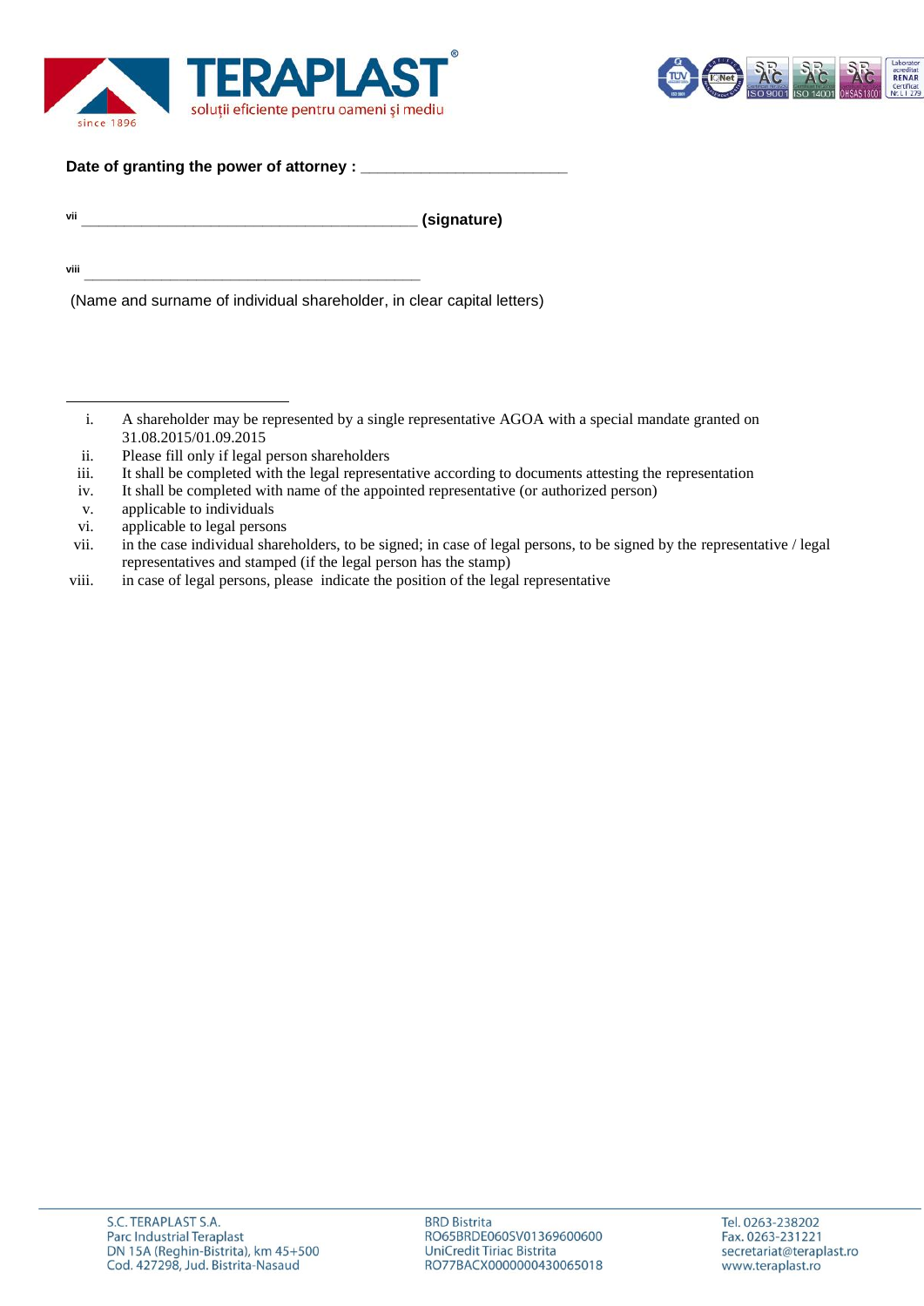**Date of granting the power of attorney :** ________________________

[vii] ________________________________________ **(signature)**

[viii] ________________________________________

(Name and surname of individual shareholder, in clear capital letters)

---

i. A shareholder may be represented by a single representative AGOA with a special mandate granted on 31.08.2015/01.09.2015
ii. Please fill only if legal person shareholders
iii. It shall be completed with the legal representative according to documents attesting the representation
iv. It shall be completed with name of the appointed representative (or authorized person)
v. applicable to individuals
vi. applicable to legal persons
vii. in the case individual shareholders, to be signed; in case of legal persons, to be signed by the representative / legal representatives and stamped (if the legal person has the stamp)
viii. in case of legal persons, please indicate the position of the legal representative